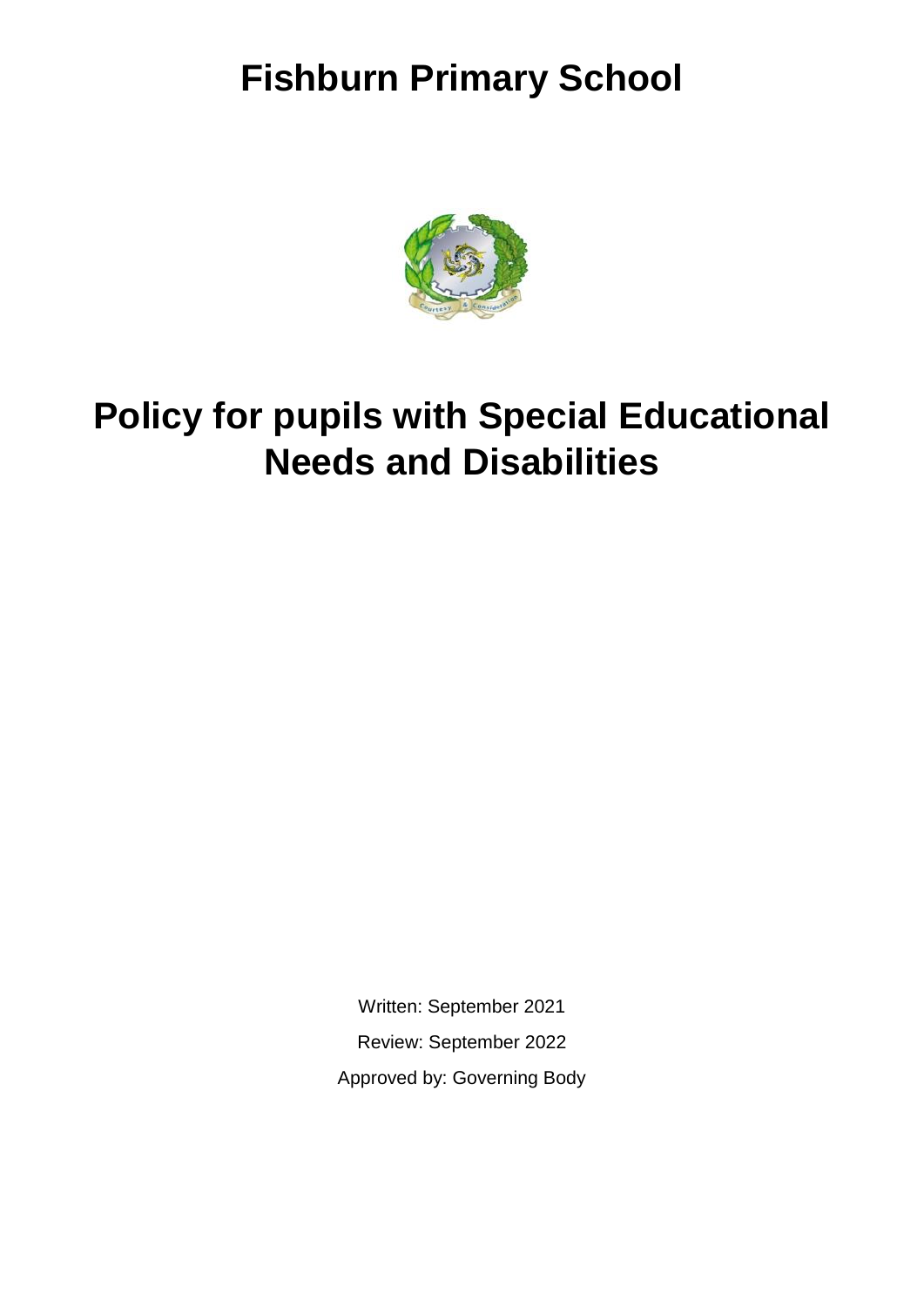# Fishburn Primary School

# Policy for pupils with Special Educational Needs and Disabilities

Written: September 2021

Review: September 2022

Approved by: Governing Body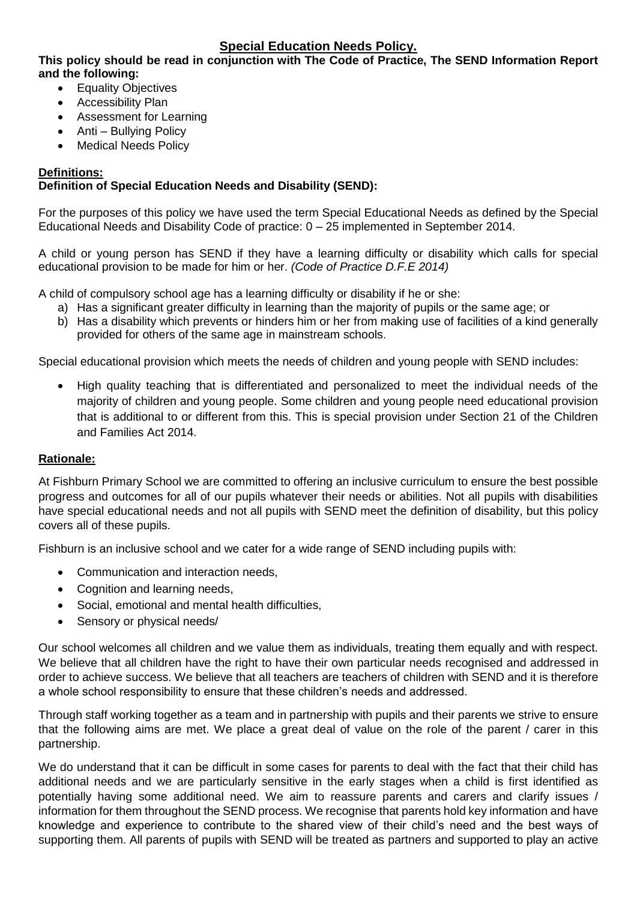## Special Education Needs Policy.

**This policy should be read in conjunction with The Code of Practice, The SEND Information Report and the following:**

- Equality Objectives
- Accessibility Plan
- Assessment for Learning
- Anti – Bullying Policy
- Medical Needs Policy

**Definitions:**

**Definition of Special Education Needs and Disability (SEND):**

For the purposes of this policy we have used the term Special Educational Needs as defined by the Special Educational Needs and Disability Code of practice: 0 – 25 implemented in September 2014.

A child or young person has SEND if they have a learning difficulty or disability which calls for special educational provision to be made for him or her. *(Code of Practice D.F.E 2014)*

A child of compulsory school age has a learning difficulty or disability if he or she:

a) Has a significant greater difficulty in learning than the majority of pupils or the same age; or
b) Has a disability which prevents or hinders him or her from making use of facilities of a kind generally provided for others of the same age in mainstream schools.

Special educational provision which meets the needs of children and young people with SEND includes:

- High quality teaching that is differentiated and personalized to meet the individual needs of the majority of children and young people. Some children and young people need educational provision that is additional to or different from this. This is special provision under Section 21 of the Children and Families Act 2014.

**Rationale:**

At Fishburn Primary School we are committed to offering an inclusive curriculum to ensure the best possible progress and outcomes for all of our pupils whatever their needs or abilities. Not all pupils with disabilities have special educational needs and not all pupils with SEND meet the definition of disability, but this policy covers all of these pupils.

Fishburn is an inclusive school and we cater for a wide range of SEND including pupils with:

- Communication and interaction needs,
- Cognition and learning needs,
- Social, emotional and mental health difficulties,
- Sensory or physical needs/

Our school welcomes all children and we value them as individuals, treating them equally and with respect. We believe that all children have the right to have their own particular needs recognised and addressed in order to achieve success. We believe that all teachers are teachers of children with SEND and it is therefore a whole school responsibility to ensure that these children's needs and addressed.

Through staff working together as a team and in partnership with pupils and their parents we strive to ensure that the following aims are met. We place a great deal of value on the role of the parent / carer in this partnership.

We do understand that it can be difficult in some cases for parents to deal with the fact that their child has additional needs and we are particularly sensitive in the early stages when a child is first identified as potentially having some additional need. We aim to reassure parents and carers and clarify issues / information for them throughout the SEND process. We recognise that parents hold key information and have knowledge and experience to contribute to the shared view of their child's need and the best ways of supporting them. All parents of pupils with SEND will be treated as partners and supported to play an active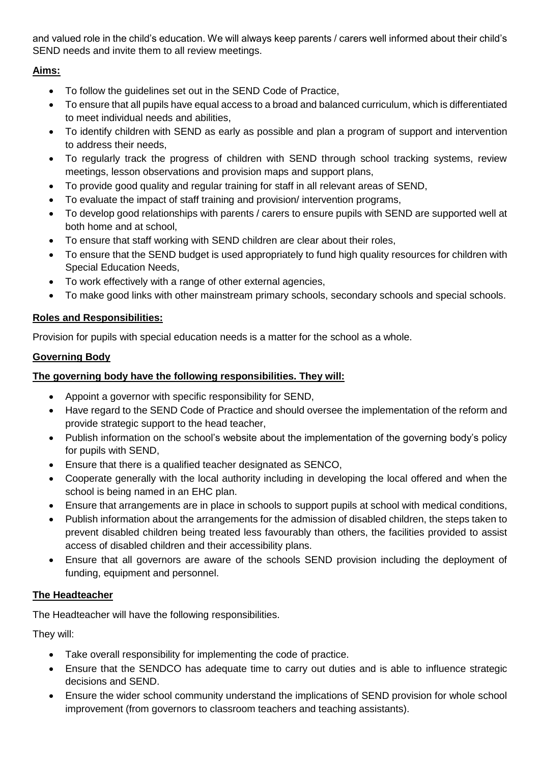and valued role in the child's education. We will always keep parents / carers well informed about their child's SEND needs and invite them to all review meetings.

**Aims:**

- To follow the guidelines set out in the SEND Code of Practice,
- To ensure that all pupils have equal access to a broad and balanced curriculum, which is differentiated to meet individual needs and abilities,
- To identify children with SEND as early as possible and plan a program of support and intervention to address their needs,
- To regularly track the progress of children with SEND through school tracking systems, review meetings, lesson observations and provision maps and support plans,
- To provide good quality and regular training for staff in all relevant areas of SEND,
- To evaluate the impact of staff training and provision/ intervention programs,
- To develop good relationships with parents / carers to ensure pupils with SEND are supported well at both home and at school,
- To ensure that staff working with SEND children are clear about their roles,
- To ensure that the SEND budget is used appropriately to fund high quality resources for children with Special Education Needs,
- To work effectively with a range of other external agencies,
- To make good links with other mainstream primary schools, secondary schools and special schools.

**Roles and Responsibilities:**

Provision for pupils with special education needs is a matter for the school as a whole.

**Governing Body**

**The governing body have the following responsibilities. They will:**

- Appoint a governor with specific responsibility for SEND,
- Have regard to the SEND Code of Practice and should oversee the implementation of the reform and provide strategic support to the head teacher,
- Publish information on the school's website about the implementation of the governing body's policy for pupils with SEND,
- Ensure that there is a qualified teacher designated as SENCO,
- Cooperate generally with the local authority including in developing the local offered and when the school is being named in an EHC plan.
- Ensure that arrangements are in place in schools to support pupils at school with medical conditions,
- Publish information about the arrangements for the admission of disabled children, the steps taken to prevent disabled children being treated less favourably than others, the facilities provided to assist access of disabled children and their accessibility plans.
- Ensure that all governors are aware of the schools SEND provision including the deployment of funding, equipment and personnel.

**The Headteacher**

The Headteacher will have the following responsibilities.

They will:

- Take overall responsibility for implementing the code of practice.
- Ensure that the SENDCO has adequate time to carry out duties and is able to influence strategic decisions and SEND.
- Ensure the wider school community understand the implications of SEND provision for whole school improvement (from governors to classroom teachers and teaching assistants).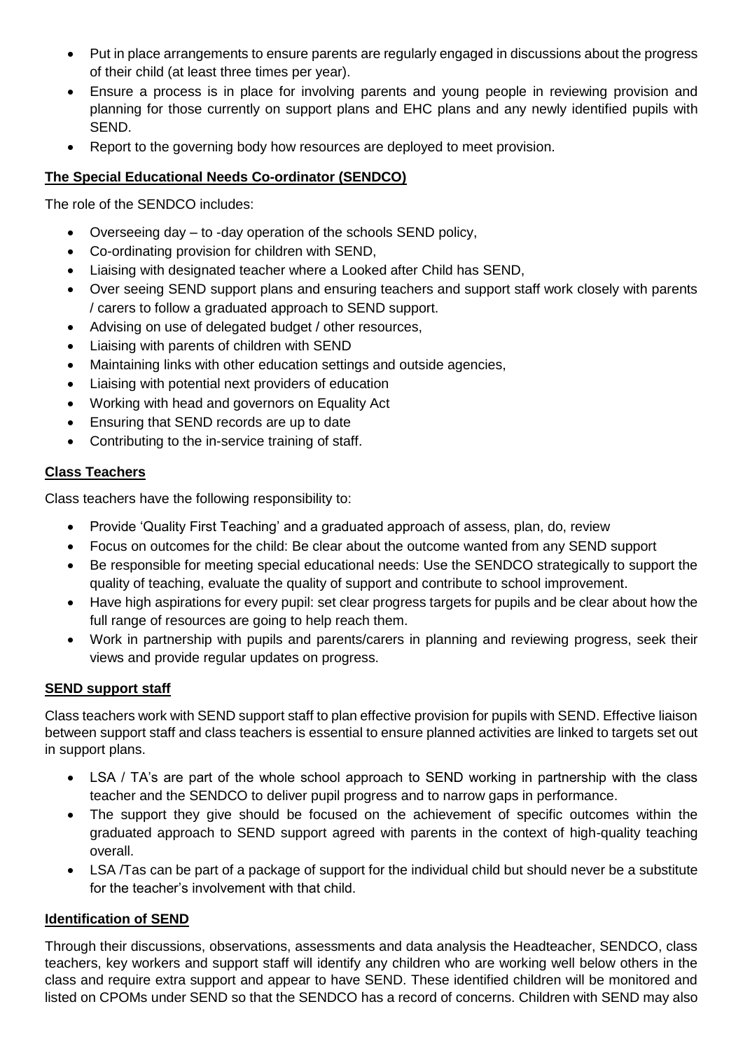- Put in place arrangements to ensure parents are regularly engaged in discussions about the progress of their child (at least three times per year).
- Ensure a process is in place for involving parents and young people in reviewing provision and planning for those currently on support plans and EHC plans and any newly identified pupils with SEND.
- Report to the governing body how resources are deployed to meet provision.

**The Special Educational Needs Co-ordinator (SENDCO)**

The role of the SENDCO includes:

- Overseeing day – to -day operation of the schools SEND policy,
- Co-ordinating provision for children with SEND,
- Liaising with designated teacher where a Looked after Child has SEND,
- Over seeing SEND support plans and ensuring teachers and support staff work closely with parents / carers to follow a graduated approach to SEND support.
- Advising on use of delegated budget / other resources,
- Liaising with parents of children with SEND
- Maintaining links with other education settings and outside agencies,
- Liaising with potential next providers of education
- Working with head and governors on Equality Act
- Ensuring that SEND records are up to date
- Contributing to the in-service training of staff.

**Class Teachers**

Class teachers have the following responsibility to:

- Provide 'Quality First Teaching' and a graduated approach of assess, plan, do, review
- Focus on outcomes for the child: Be clear about the outcome wanted from any SEND support
- Be responsible for meeting special educational needs: Use the SENDCO strategically to support the quality of teaching, evaluate the quality of support and contribute to school improvement.
- Have high aspirations for every pupil: set clear progress targets for pupils and be clear about how the full range of resources are going to help reach them.
- Work in partnership with pupils and parents/carers in planning and reviewing progress, seek their views and provide regular updates on progress.

**SEND support staff**

Class teachers work with SEND support staff to plan effective provision for pupils with SEND. Effective liaison between support staff and class teachers is essential to ensure planned activities are linked to targets set out in support plans.

- LSA / TA's are part of the whole school approach to SEND working in partnership with the class teacher and the SENDCO to deliver pupil progress and to narrow gaps in performance.
- The support they give should be focused on the achievement of specific outcomes within the graduated approach to SEND support agreed with parents in the context of high-quality teaching overall.
- LSA /Tas can be part of a package of support for the individual child but should never be a substitute for the teacher's involvement with that child.

**Identification of SEND**

Through their discussions, observations, assessments and data analysis the Headteacher, SENDCO, class teachers, key workers and support staff will identify any children who are working well below others in the class and require extra support and appear to have SEND. These identified children will be monitored and listed on CPOMs under SEND so that the SENDCO has a record of concerns. Children with SEND may also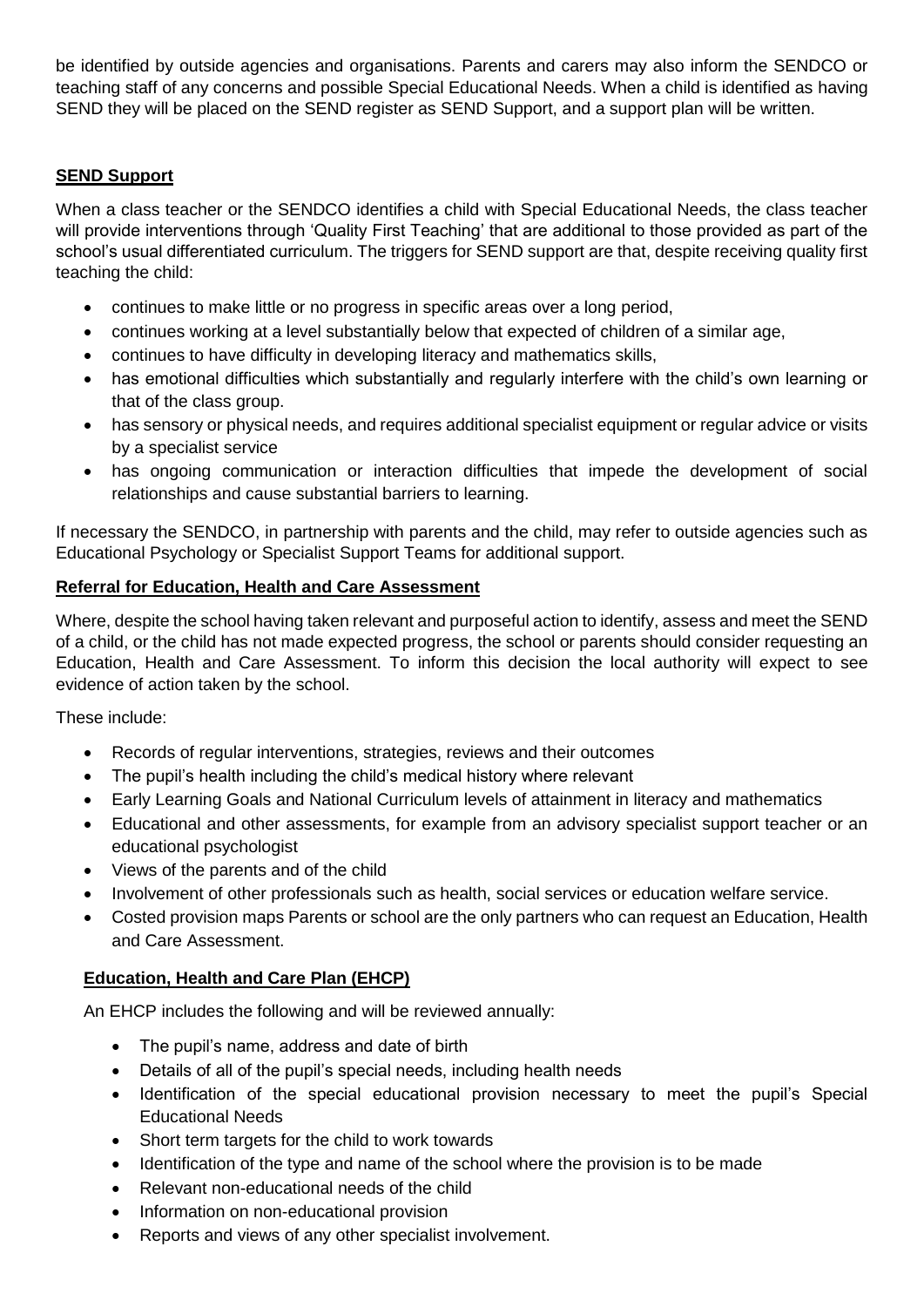be identified by outside agencies and organisations. Parents and carers may also inform the SENDCO or teaching staff of any concerns and possible Special Educational Needs. When a child is identified as having SEND they will be placed on the SEND register as SEND Support, and a support plan will be written.

**SEND Support**

When a class teacher or the SENDCO identifies a child with Special Educational Needs, the class teacher will provide interventions through 'Quality First Teaching' that are additional to those provided as part of the school's usual differentiated curriculum. The triggers for SEND support are that, despite receiving quality first teaching the child:

- continues to make little or no progress in specific areas over a long period,
- continues working at a level substantially below that expected of children of a similar age,
- continues to have difficulty in developing literacy and mathematics skills,
- has emotional difficulties which substantially and regularly interfere with the child's own learning or that of the class group.
- has sensory or physical needs, and requires additional specialist equipment or regular advice or visits by a specialist service
- has ongoing communication or interaction difficulties that impede the development of social relationships and cause substantial barriers to learning.

If necessary the SENDCO, in partnership with parents and the child, may refer to outside agencies such as Educational Psychology or Specialist Support Teams for additional support.

**Referral for Education, Health and Care Assessment**

Where, despite the school having taken relevant and purposeful action to identify, assess and meet the SEND of a child, or the child has not made expected progress, the school or parents should consider requesting an Education, Health and Care Assessment. To inform this decision the local authority will expect to see evidence of action taken by the school.

These include:

- Records of regular interventions, strategies, reviews and their outcomes
- The pupil's health including the child's medical history where relevant
- Early Learning Goals and National Curriculum levels of attainment in literacy and mathematics
- Educational and other assessments, for example from an advisory specialist support teacher or an educational psychologist
- Views of the parents and of the child
- Involvement of other professionals such as health, social services or education welfare service.
- Costed provision maps Parents or school are the only partners who can request an Education, Health and Care Assessment.

**Education, Health and Care Plan (EHCP)**

An EHCP includes the following and will be reviewed annually:

- The pupil's name, address and date of birth
- Details of all of the pupil's special needs, including health needs
- Identification of the special educational provision necessary to meet the pupil's Special Educational Needs
- Short term targets for the child to work towards
- Identification of the type and name of the school where the provision is to be made
- Relevant non-educational needs of the child
- Information on non-educational provision
- Reports and views of any other specialist involvement.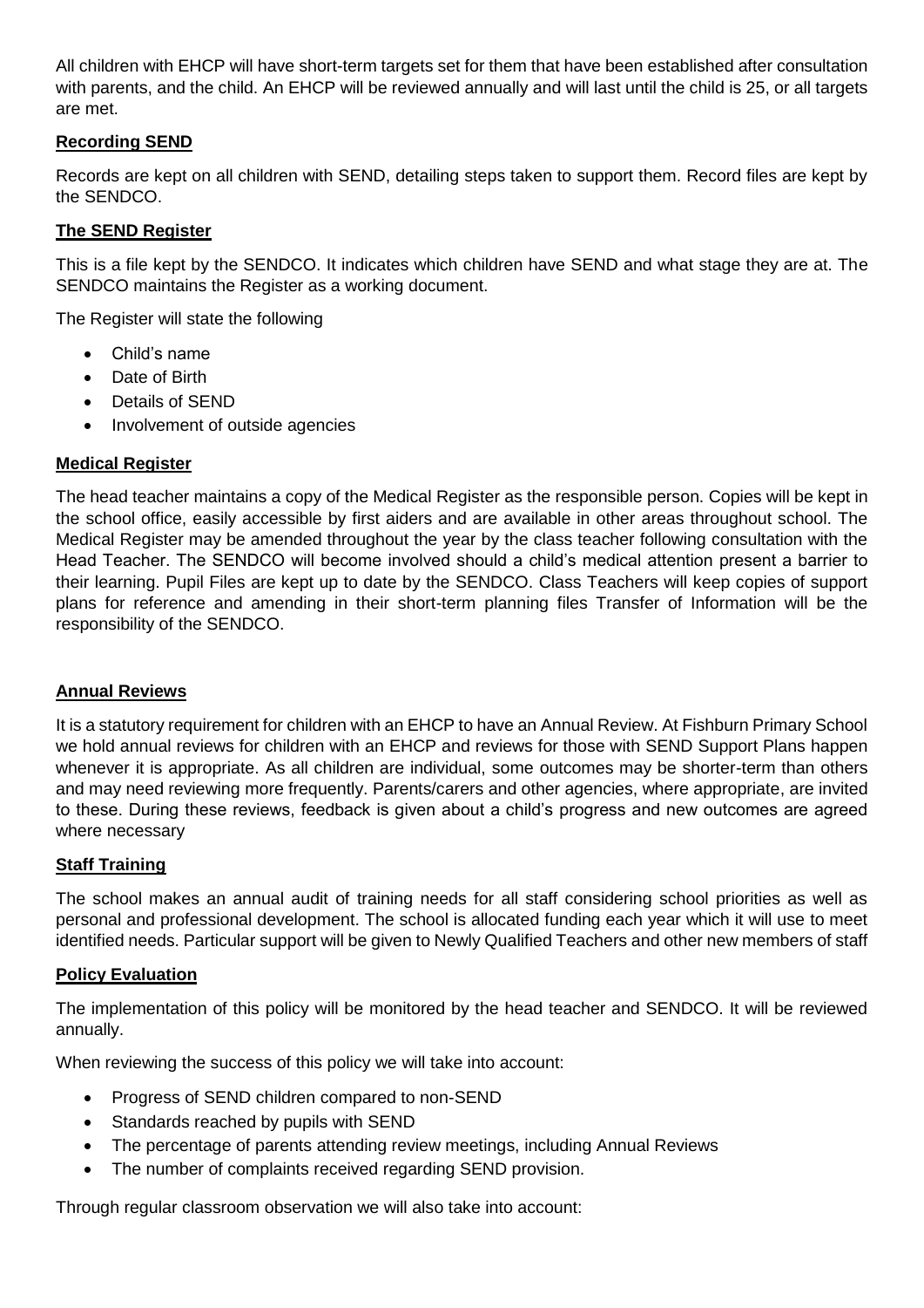All children with EHCP will have short-term targets set for them that have been established after consultation with parents, and the child. An EHCP will be reviewed annually and will last until the child is 25, or all targets are met.

## **Recording SEND**

Records are kept on all children with SEND, detailing steps taken to support them. Record files are kept by the SENDCO.

## **The SEND Register**

This is a file kept by the SENDCO. It indicates which children have SEND and what stage they are at. The SENDCO maintains the Register as a working document.

The Register will state the following

- Child's name
- Date of Birth
- Details of SEND
- Involvement of outside agencies

## **Medical Register**

The head teacher maintains a copy of the Medical Register as the responsible person. Copies will be kept in the school office, easily accessible by first aiders and are available in other areas throughout school. The Medical Register may be amended throughout the year by the class teacher following consultation with the Head Teacher. The SENDCO will become involved should a child's medical attention present a barrier to their learning. Pupil Files are kept up to date by the SENDCO. Class Teachers will keep copies of support plans for reference and amending in their short-term planning files Transfer of Information will be the responsibility of the SENDCO.

## **Annual Reviews**

It is a statutory requirement for children with an EHCP to have an Annual Review. At Fishburn Primary School we hold annual reviews for children with an EHCP and reviews for those with SEND Support Plans happen whenever it is appropriate. As all children are individual, some outcomes may be shorter-term than others and may need reviewing more frequently. Parents/carers and other agencies, where appropriate, are invited to these. During these reviews, feedback is given about a child's progress and new outcomes are agreed where necessary

## **Staff Training**

The school makes an annual audit of training needs for all staff considering school priorities as well as personal and professional development. The school is allocated funding each year which it will use to meet identified needs. Particular support will be given to Newly Qualified Teachers and other new members of staff

## **Policy Evaluation**

The implementation of this policy will be monitored by the head teacher and SENDCO. It will be reviewed annually.

When reviewing the success of this policy we will take into account:

- Progress of SEND children compared to non-SEND
- Standards reached by pupils with SEND
- The percentage of parents attending review meetings, including Annual Reviews
- The number of complaints received regarding SEND provision.

Through regular classroom observation we will also take into account: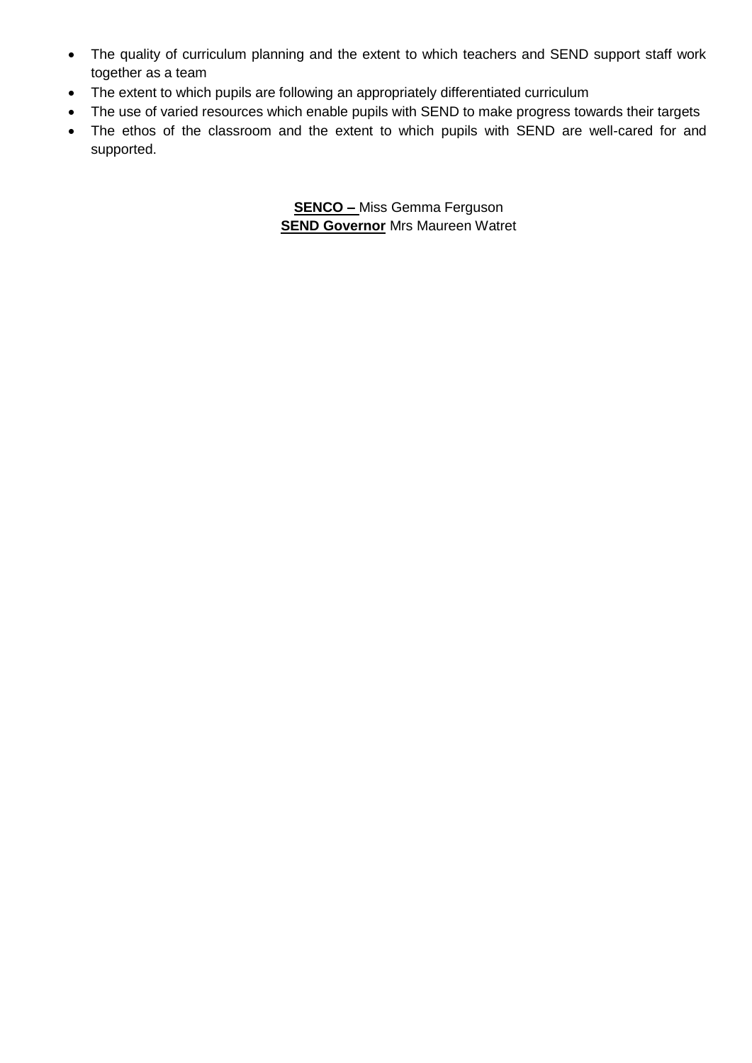- The quality of curriculum planning and the extent to which teachers and SEND support staff work together as a team
- The extent to which pupils are following an appropriately differentiated curriculum
- The use of varied resources which enable pupils with SEND to make progress towards their targets
- The ethos of the classroom and the extent to which pupils with SEND are well-cared for and supported.

**SENCO –** Miss Gemma Ferguson
**SEND Governor** Mrs Maureen Watret